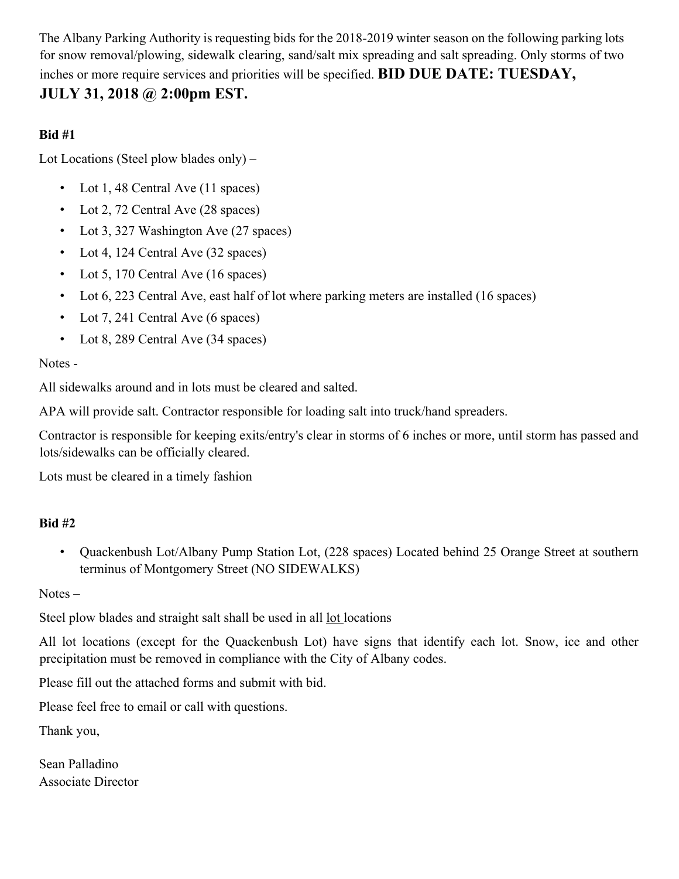The Albany Parking Authority is requesting bids for the 2018-2019 winter season on the following parking lots for snow removal/plowing, sidewalk clearing, sand/salt mix spreading and salt spreading. Only storms of two inches or more require services and priorities will be specified. **BID DUE DATE: TUESDAY, JULY 31, 2018 @ 2:00pm EST.**

**Bid #1**

Lot Locations (Steel plow blades only) –

- Lot 1, 48 Central Ave (11 spaces)
- Lot 2, 72 Central Ave (28 spaces)
- Lot 3, 327 Washington Ave (27 spaces)
- Lot 4, 124 Central Ave (32 spaces)
- Lot 5, 170 Central Ave (16 spaces)
- Lot 6, 223 Central Ave, east half of lot where parking meters are installed (16 spaces)
- Lot 7, 241 Central Ave (6 spaces)
- Lot 8, 289 Central Ave (34 spaces)

Notes -

All sidewalks around and in lots must be cleared and salted.

APA will provide salt. Contractor responsible for loading salt into truck/hand spreaders.

Contractor is responsible for keeping exits/entry's clear in storms of 6 inches or more, until storm has passed and lots/sidewalks can be officially cleared.

Lots must be cleared in a timely fashion

**Bid #2**

- Quackenbush Lot/Albany Pump Station Lot, (228 spaces) Located behind 25 Orange Street at southern terminus of Montgomery Street (NO SIDEWALKS)

Notes –

Steel plow blades and straight salt shall be used in all lot locations

All lot locations (except for the Quackenbush Lot) have signs that identify each lot. Snow, ice and other precipitation must be removed in compliance with the City of Albany codes.

Please fill out the attached forms and submit with bid.

Please feel free to email or call with questions.

Thank you,

Sean Palladino
Associate Director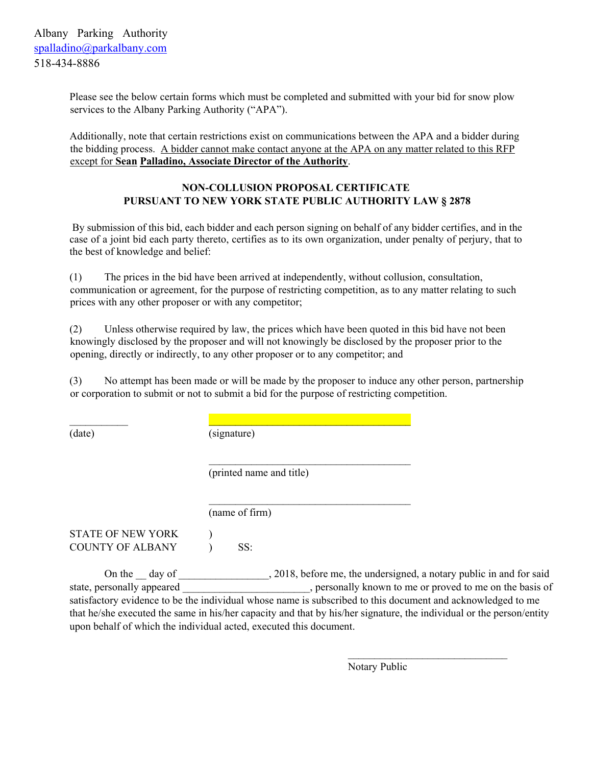Albany Parking Authority
spalladino@parkalbany.com
518-434-8886

Please see the below certain forms which must be completed and submitted with your bid for snow plow services to the Albany Parking Authority ("APA").

Additionally, note that certain restrictions exist on communications between the APA and a bidder during the bidding process. A bidder cannot make contact anyone at the APA on any matter related to this RFP except for **Sean Palladino, Associate Director of the Authority**.

**NON-COLLUSION PROPOSAL CERTIFICATE**
**PURSUANT TO NEW YORK STATE PUBLIC AUTHORITY LAW § 2878**

By submission of this bid, each bidder and each person signing on behalf of any bidder certifies, and in the case of a joint bid each party thereto, certifies as to its own organization, under penalty of perjury, that to the best of knowledge and belief:

(1) The prices in the bid have been arrived at independently, without collusion, consultation, communication or agreement, for the purpose of restricting competition, as to any matter relating to such prices with any other proposer or with any competitor;

(2) Unless otherwise required by law, the prices which have been quoted in this bid have not been knowingly disclosed by the proposer and will not knowingly be disclosed by the proposer prior to the opening, directly or indirectly, to any other proposer or to any competitor; and

(3) No attempt has been made or will be made by the proposer to induce any other person, partnership or corporation to submit or not to submit a bid for the purpose of restricting competition.

___________ (date)

_______________________________________ (signature)

_______________________________________ (printed name and title)

_______________________________________ (name of firm)

STATE OF NEW YORK )
COUNTY OF ALBANY ) SS:

On the __ day of ________________, 2018, before me, the undersigned, a notary public in and for said state, personally appeared _______________________, personally known to me or proved to me on the basis of satisfactory evidence to be the individual whose name is subscribed to this document and acknowledged to me that he/she executed the same in his/her capacity and that by his/her signature, the individual or the person/entity upon behalf of which the individual acted, executed this document.

_______________________________
Notary Public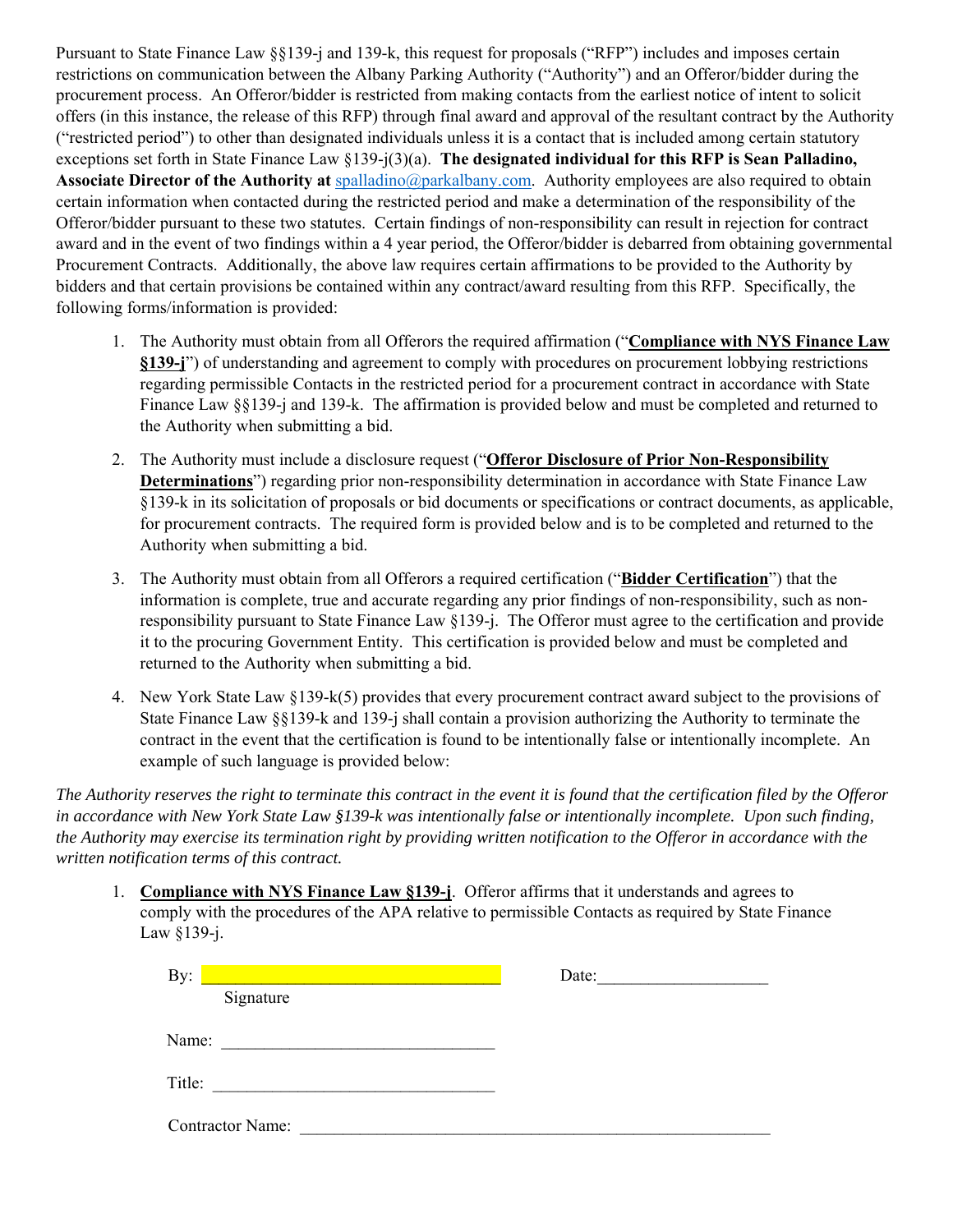Pursuant to State Finance Law §§139-j and 139-k, this request for proposals ("RFP") includes and imposes certain restrictions on communication between the Albany Parking Authority ("Authority") and an Offeror/bidder during the procurement process. An Offeror/bidder is restricted from making contacts from the earliest notice of intent to solicit offers (in this instance, the release of this RFP) through final award and approval of the resultant contract by the Authority ("restricted period") to other than designated individuals unless it is a contact that is included among certain statutory exceptions set forth in State Finance Law §139-j(3)(a). **The designated individual for this RFP is Sean Palladino, Associate Director of the Authority at** spalladino@parkalbany.com. Authority employees are also required to obtain certain information when contacted during the restricted period and make a determination of the responsibility of the Offeror/bidder pursuant to these two statutes. Certain findings of non-responsibility can result in rejection for contract award and in the event of two findings within a 4 year period, the Offeror/bidder is debarred from obtaining governmental Procurement Contracts. Additionally, the above law requires certain affirmations to be provided to the Authority by bidders and that certain provisions be contained within any contract/award resulting from this RFP. Specifically, the following forms/information is provided:

1. The Authority must obtain from all Offerors the required affirmation ("**Compliance with NYS Finance Law §139-j**") of understanding and agreement to comply with procedures on procurement lobbying restrictions regarding permissible Contacts in the restricted period for a procurement contract in accordance with State Finance Law §§139-j and 139-k. The affirmation is provided below and must be completed and returned to the Authority when submitting a bid.

2. The Authority must include a disclosure request ("**Offeror Disclosure of Prior Non-Responsibility Determinations**") regarding prior non-responsibility determination in accordance with State Finance Law §139-k in its solicitation of proposals or bid documents or specifications or contract documents, as applicable, for procurement contracts. The required form is provided below and is to be completed and returned to the Authority when submitting a bid.

3. The Authority must obtain from all Offerors a required certification ("**Bidder Certification**") that the information is complete, true and accurate regarding any prior findings of non-responsibility, such as non-responsibility pursuant to State Finance Law §139-j. The Offeror must agree to the certification and provide it to the procuring Government Entity. This certification is provided below and must be completed and returned to the Authority when submitting a bid.

4. New York State Law §139-k(5) provides that every procurement contract award subject to the provisions of State Finance Law §§139-k and 139-j shall contain a provision authorizing the Authority to terminate the contract in the event that the certification is found to be intentionally false or intentionally incomplete. An example of such language is provided below:

*The Authority reserves the right to terminate this contract in the event it is found that the certification filed by the Offeror in accordance with New York State Law §139-k was intentionally false or intentionally incomplete. Upon such finding, the Authority may exercise its termination right by providing written notification to the Offeror in accordance with the written notification terms of this contract.*

1. **Compliance with NYS Finance Law §139-j**. Offeror affirms that it understands and agrees to comply with the procedures of the APA relative to permissible Contacts as required by State Finance Law §139-j.

By: ________________________________ Date: ____________________
Signature

Name: ________________________________

Title: ________________________________

Contractor Name: ________________________________________________________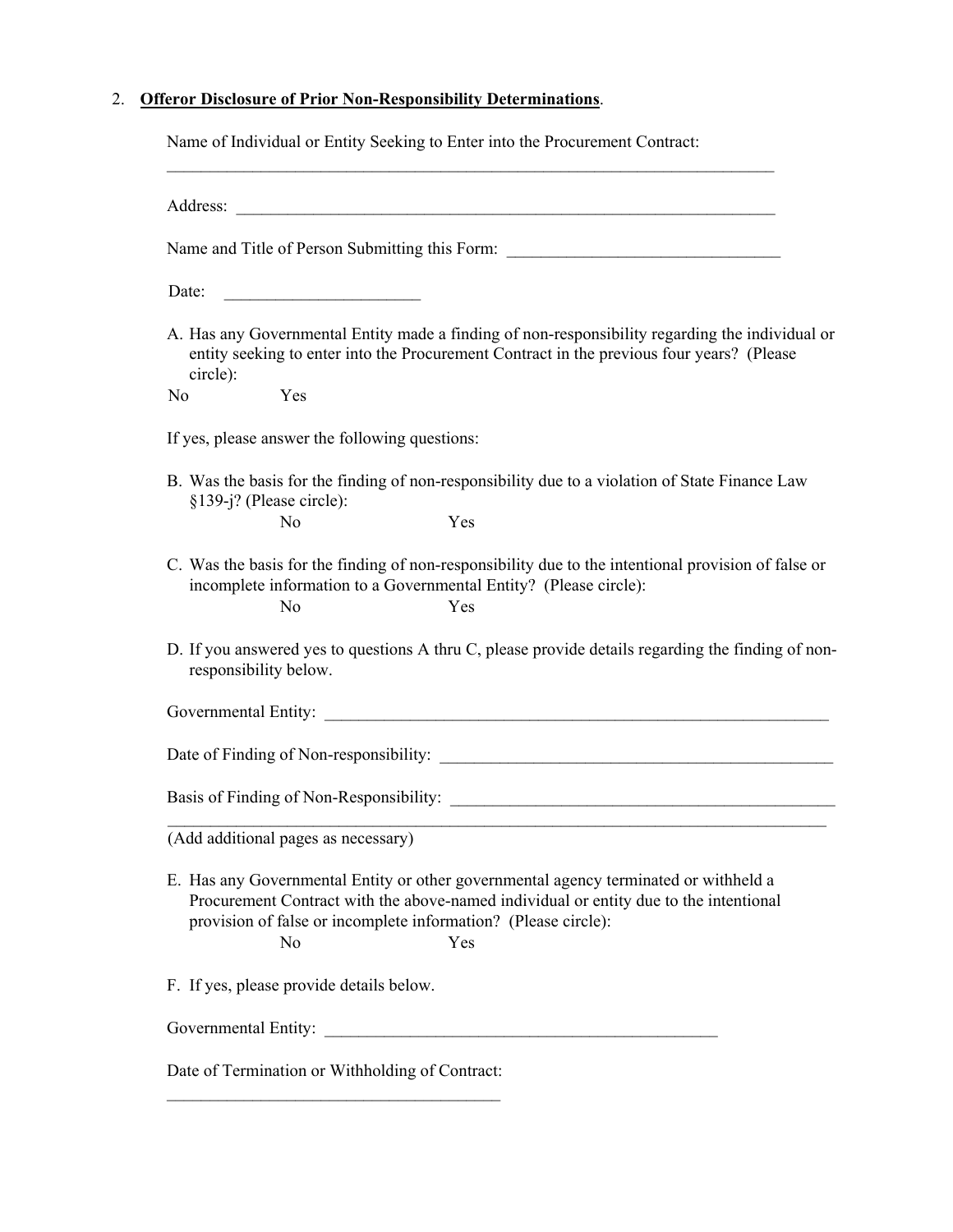2. **Offeror Disclosure of Prior Non-Responsibility Determinations**.

Name of Individual or Entity Seeking to Enter into the Procurement Contract:
___________________________________________________________________________

Address: ___________________________________________________________________

Name and Title of Person Submitting this Form: ________________________________

Date: _______________________

A. Has any Governmental Entity made a finding of non-responsibility regarding the individual or entity seeking to enter into the Procurement Contract in the previous four years? (Please circle):

No Yes

If yes, please answer the following questions:

B. Was the basis for the finding of non-responsibility due to a violation of State Finance Law §139-j? (Please circle):

No Yes

C. Was the basis for the finding of non-responsibility due to the intentional provision of false or incomplete information to a Governmental Entity? (Please circle):

No Yes

D. If you answered yes to questions A thru C, please provide details regarding the finding of non-responsibility below.

Governmental Entity: ______________________________________________________________

Date of Finding of Non-responsibility: _______________________________________________

Basis of Finding of Non-Responsibility: ______________________________________________
_________________________________________________________________________________

(Add additional pages as necessary)

E. Has any Governmental Entity or other governmental agency terminated or withheld a Procurement Contract with the above-named individual or entity due to the intentional provision of false or incomplete information? (Please circle):

No Yes

F. If yes, please provide details below.

Governmental Entity: ________________________________________________

Date of Termination or Withholding of Contract:
_________________________________________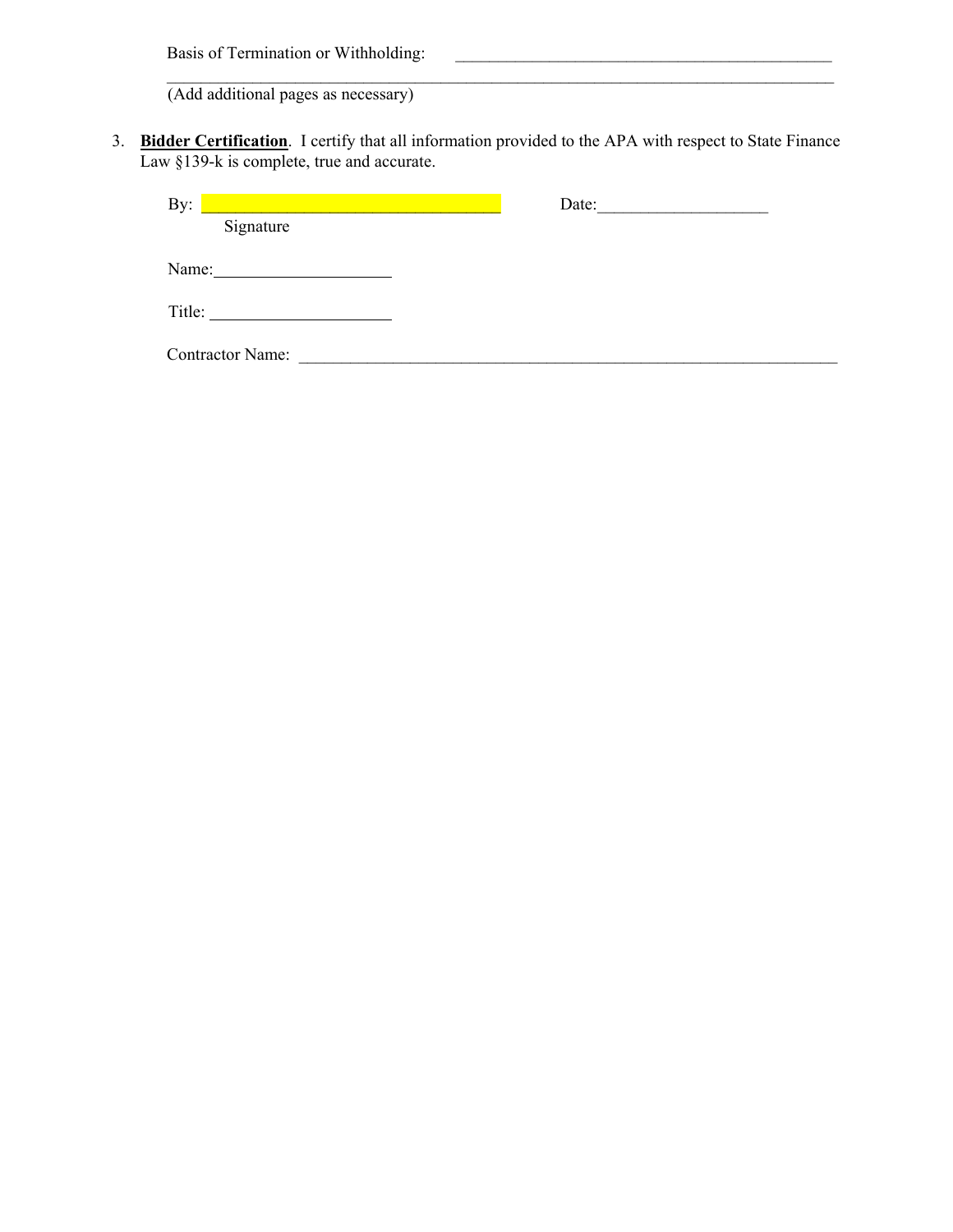Basis of Termination or Withholding: ____________________________________________

________________________________________________________________________________

(Add additional pages as necessary)

3. **Bidder Certification**. I certify that all information provided to the APA with respect to State Finance Law §139-k is complete, true and accurate.

By: ___________________________________ Date:___________________

Signature

Name:____________________

Title: ____________________

Contractor Name: ____________________________________________________________